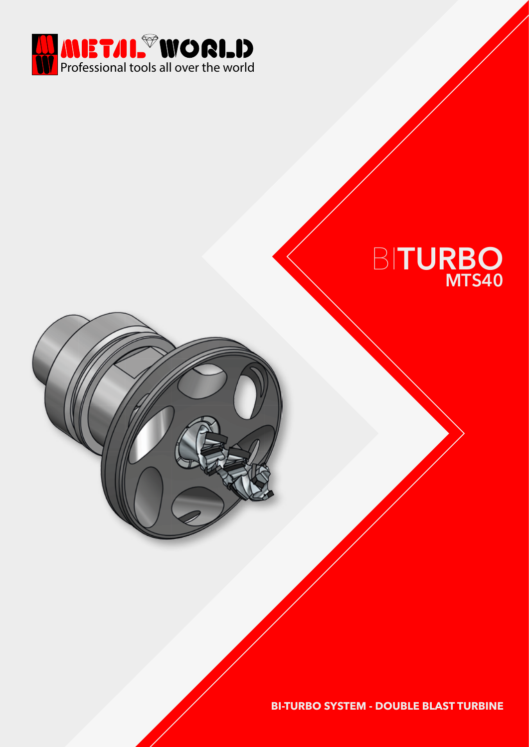METAL WORLD

Professional tools all over the world

# BITURBO
## MTS40

**BI-TURBO SYSTEM - DOUBLE BLAST TURBINE**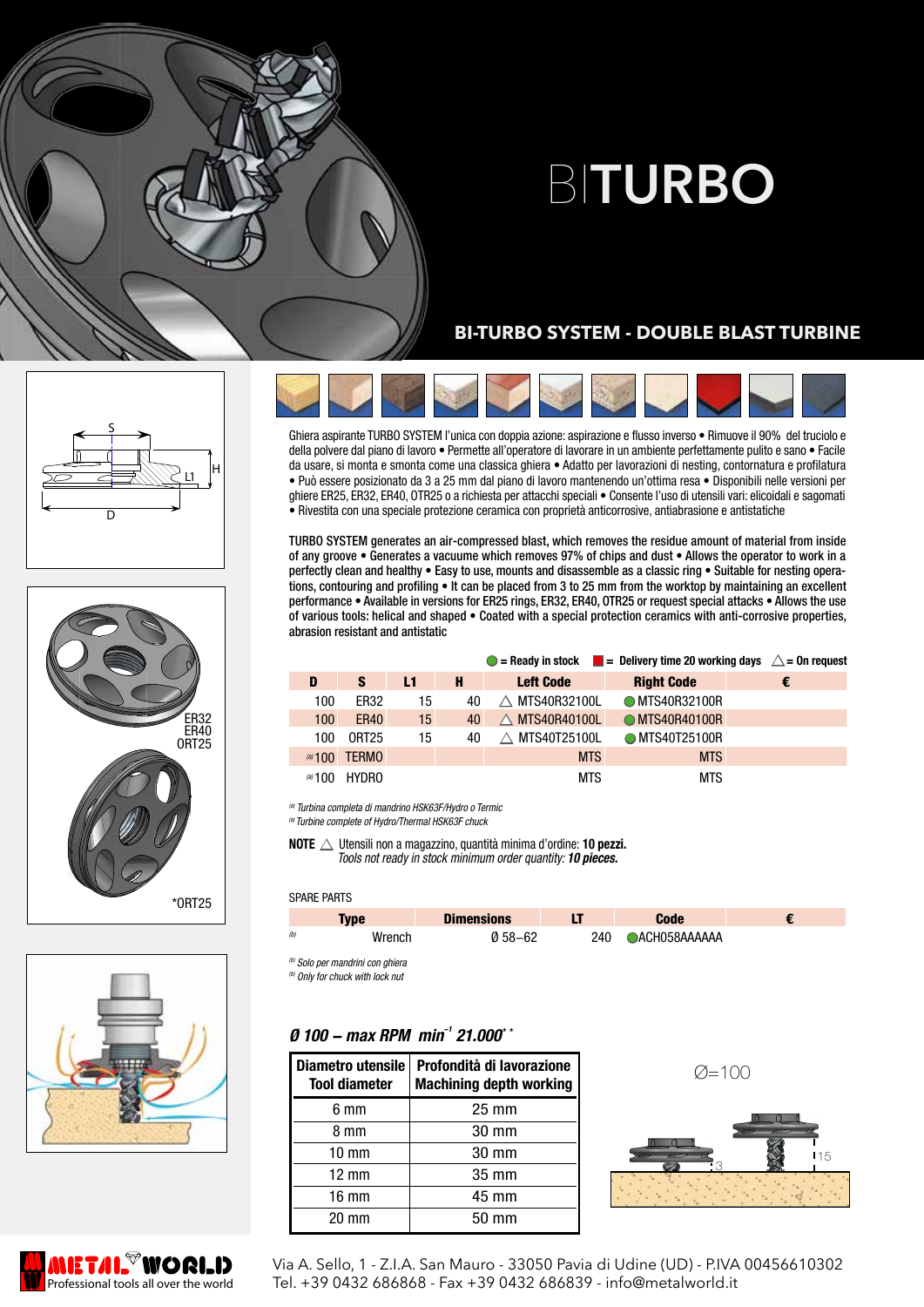# BITURBO

## BI-TURBO SYSTEM - DOUBLE BLAST TURBINE

S

L1

H

D

ER32
ER40
ORT25

*ORT25

Ghiera aspirante TURBO SYSTEM l'unica con doppia azione: aspirazione e flusso inverso • Rimuove il 90% del truciolo e della polvere dal piano di lavoro • Permette all'operatore di lavorare in un ambiente perfettamente pulito e sano • Facile da usare, si monta e smonta come una classica ghiera • Adatto per lavorazioni di nesting, contornatura e profilatura • Può essere posizionato da 3 a 25 mm dal piano di lavoro mantenendo un'ottima resa • Disponibili nelle versioni per ghiere ER25, ER32, ER40, OTR25 o a richiesta per attacchi speciali • Consente l'uso di utensili vari: elicoidali e sagomati • Rivestita con una speciale protezione ceramica con proprietà anticorrosive, antiabrasione e antistatiche

TURBO SYSTEM generates an air-compressed blast, which removes the residue amount of material from inside of any groove • Generates a vacuume which removes 97% of chips and dust • Allows the operator to work in a perfectly clean and healthy • Easy to use, mounts and disassemble as a classic ring • Suitable for nesting operations, contouring and profiling • It can be placed from 3 to 25 mm from the worktop by maintaining an excellent performance • Available in versions for ER25 rings, ER32, ER40, OTR25 or request special attacks • Allows the use of various tools: helical and shaped • Coated with a special protection ceramics with anti-corrosive properties, abrasion resistant and antistatic

● = Ready in stock ■ = Delivery time 20 working days △ = On request

| D | S | L1 | H | Left Code | Right Code | € |
|---|---|---|---|---|---|---|
| 100 | ER32 | 15 | 40 | △ MTS40R32100L | ● MTS40R32100R | |
| 100 | ER40 | 15 | 40 | △ MTS40R40100L | ● MTS40R40100R | |
| 100 | ORT25 | 15 | 40 | △ MTS40T25100L | ● MTS40T25100R | |
| [a] 100 | TERMO | | | MTS | MTS | |
| [a] 100 | HYDRO | | | MTS | MTS | |

[a] *Turbina completa di mandrino HSK63F/Hydro o Termic*
[a] *Turbine complete of Hydro/Thermal HSK63F chuck*

**NOTE** △ Utensili non a magazzino, quantità minima d'ordine: **10 pezzi.**
*Tools not ready in stock minimum order quantity: **10 pieces.***

SPARE PARTS

| Type | Dimensions | LT | Code | € |
|---|---|---|---|---|
| [b] Wrench | Ø 58–62 | 240 | ● ACH058AAAAAA | |

[b] *Solo per mandrini con ghiera*
[b] *Only for chuck with lock nut*

### *Ø 100 – max RPM min⁻¹ 21.000\*\**

| Diametro utensile / Tool diameter | Profondità di lavorazione / Machining depth working |
|---|---|
| 6 mm | 25 mm |
| 8 mm | 30 mm |
| 10 mm | 30 mm |
| 12 mm | 35 mm |
| 16 mm | 45 mm |
| 20 mm | 50 mm |

Ø=100

3

15

METAL WORLD
Professional tools all over the world

Via A. Sello, 1 - Z.I.A. San Mauro - 33050 Pavia di Udine (UD) - P.IVA 00456610302
Tel. +39 0432 686868 - Fax +39 0432 686839 - info@metalworld.it